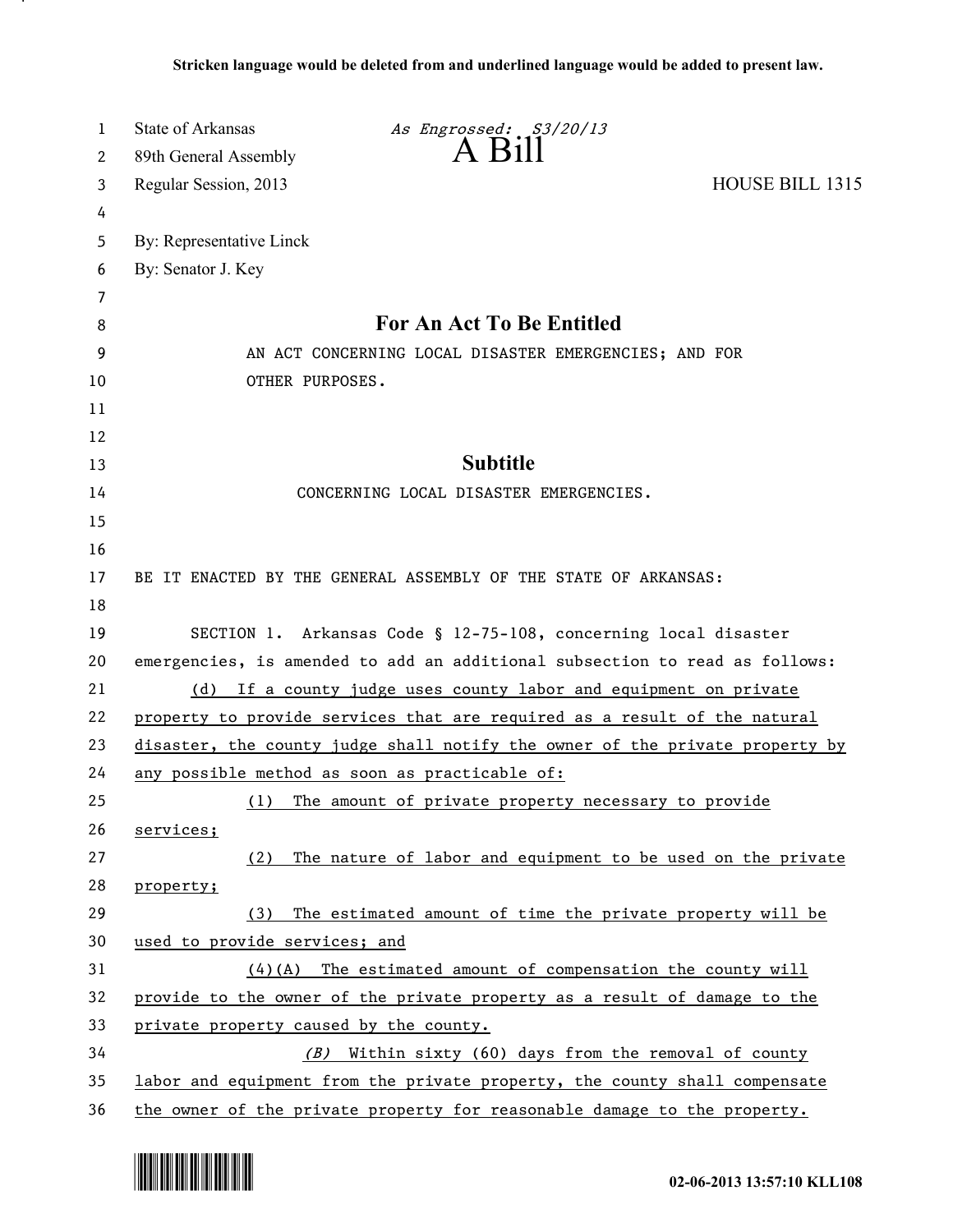**Stricken language would be deleted from and underlined language would be added to present law.**

State of Arkansas *As Engrossed: S3/20/13*
89th General Assembly **A Bill**
Regular Session, 2013 HOUSE BILL 1315

By: Representative Linck
By: Senator J. Key

## For An Act To Be Entitled

AN ACT CONCERNING LOCAL DISASTER EMERGENCIES; AND FOR OTHER PURPOSES.

## Subtitle

CONCERNING LOCAL DISASTER EMERGENCIES.

BE IT ENACTED BY THE GENERAL ASSEMBLY OF THE STATE OF ARKANSAS:

SECTION 1. Arkansas Code § 12-75-108, concerning local disaster emergencies, is amended to add an additional subsection to read as follows:

<u>(d) If a county judge uses county labor and equipment on private property to provide services that are required as a result of the natural disaster, the county judge shall notify the owner of the private property by any possible method as soon as practicable of:</u>

<u>(1) The amount of private property necessary to provide services;</u>

<u>(2) The nature of labor and equipment to be used on the private property;</u>

<u>(3) The estimated amount of time the private property will be used to provide services; and</u>

<u>(4)(A) The estimated amount of compensation the county will provide to the owner of the private property as a result of damage to the private property caused by the county.</u>

<u>*(B)* Within sixty (60) days from the removal of county labor and equipment from the private property, the county shall compensate the owner of the private property for reasonable damage to the property.</u>

02-06-2013 13:57:10 KLL108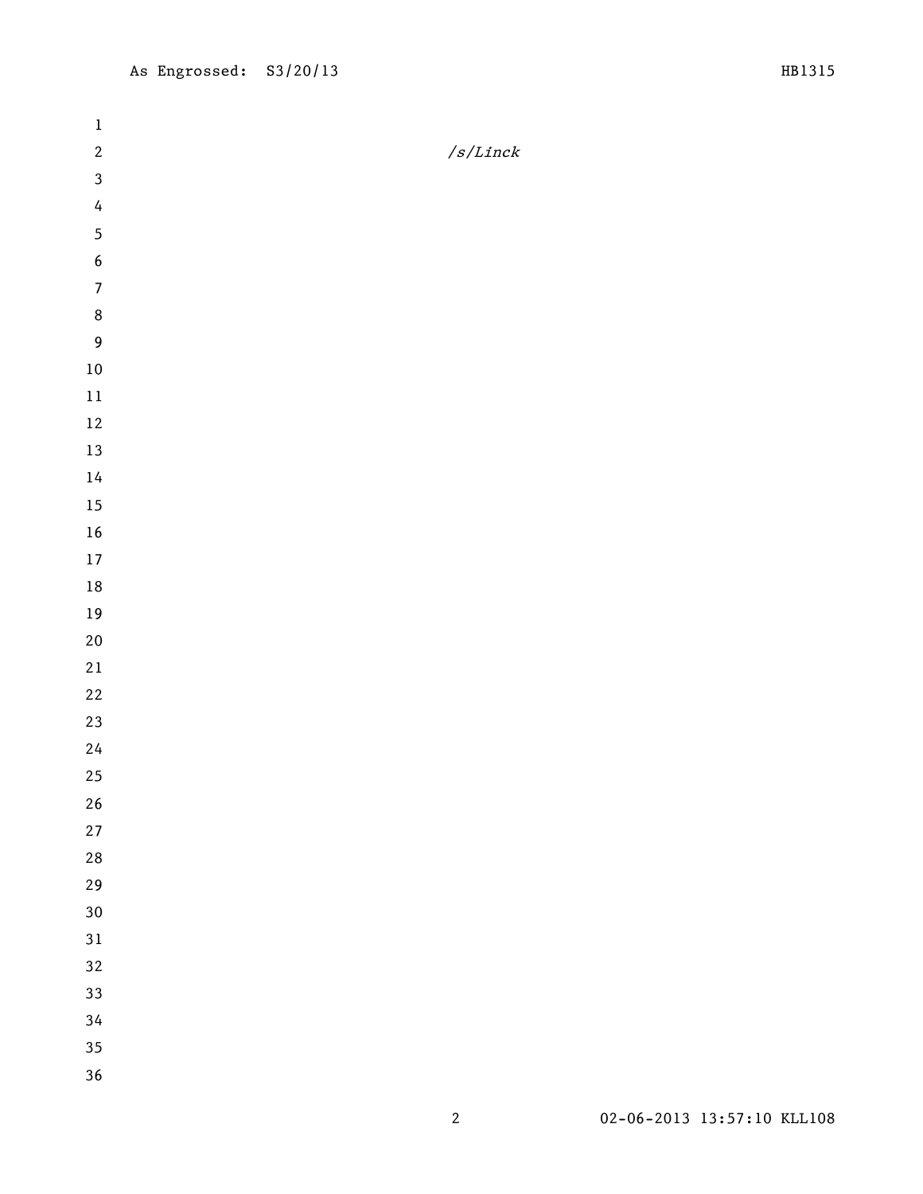*/s/Linck*